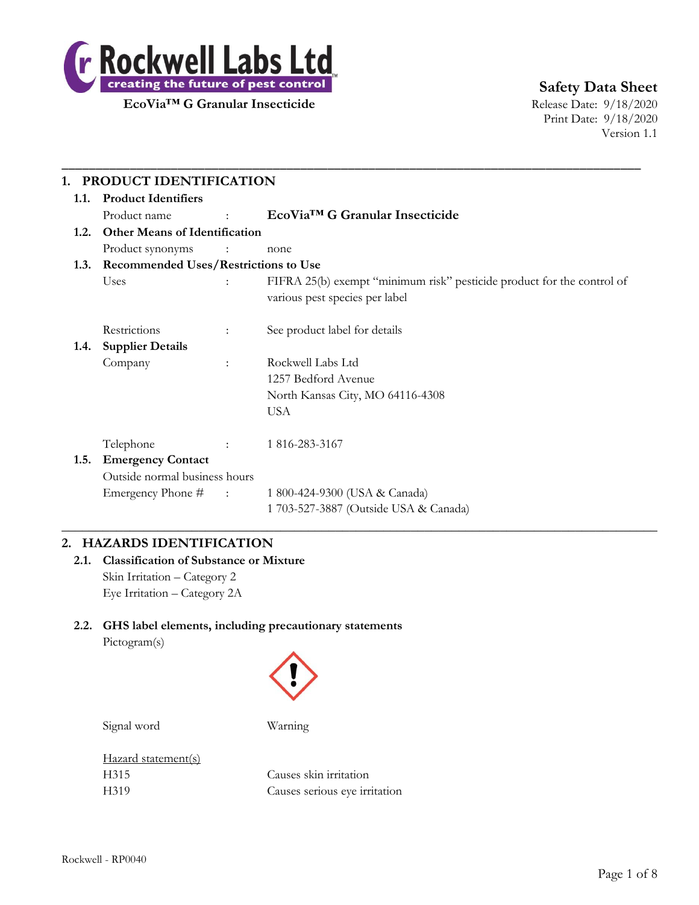Rockwell Labs Ltd
creating the future of pest control

**EcoVia™ G Granular Insecticide**

**Safety Data Sheet**
Release Date: 9/18/2020
Print Date: 9/18/2020
Version 1.1

## 1. PRODUCT IDENTIFICATION

### 1.1. Product Identifiers

Product name : **EcoVia™ G Granular Insecticide**

### 1.2. Other Means of Identification

Product synonyms : none

### 1.3. Recommended Uses/Restrictions to Use

Uses : FIFRA 25(b) exempt "minimum risk" pesticide product for the control of various pest species per label

Restrictions : See product label for details

### 1.4. Supplier Details

Company : Rockwell Labs Ltd
1257 Bedford Avenue
North Kansas City, MO 64116-4308
USA

Telephone : 1 816-283-3167

### 1.5. Emergency Contact

Outside normal business hours

Emergency Phone # : 1 800-424-9300 (USA & Canada)
1 703-527-3887 (Outside USA & Canada)

## 2. HAZARDS IDENTIFICATION

### 2.1. Classification of Substance or Mixture

Skin Irritation – Category 2
Eye Irritation – Category 2A

### 2.2. GHS label elements, including precautionary statements

Pictogram(s)

Signal word Warning

Hazard statement(s)

H315 Causes skin irritation
H319 Causes serious eye irritation

Rockwell - RP0040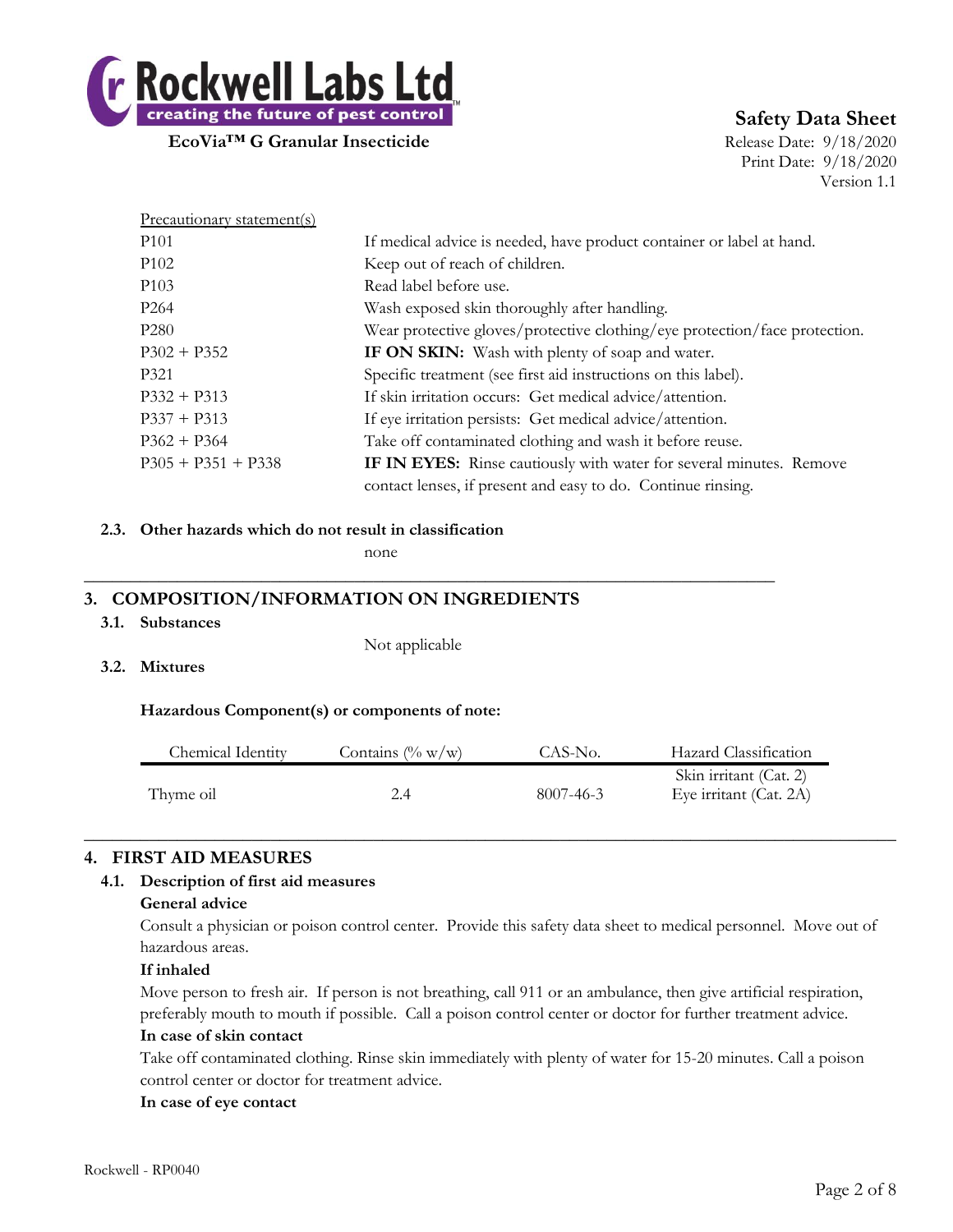Precautionary statement(s)

| | |
|---|---|
| P101 | If medical advice is needed, have product container or label at hand. |
| P102 | Keep out of reach of children. |
| P103 | Read label before use. |
| P264 | Wash exposed skin thoroughly after handling. |
| P280 | Wear protective gloves/protective clothing/eye protection/face protection. |
| P302 + P352 | **IF ON SKIN:** Wash with plenty of soap and water. |
| P321 | Specific treatment (see first aid instructions on this label). |
| P332 + P313 | If skin irritation occurs: Get medical advice/attention. |
| P337 + P313 | If eye irritation persists: Get medical advice/attention. |
| P362 + P364 | Take off contaminated clothing and wash it before reuse. |
| P305 + P351 + P338 | **IF IN EYES:** Rinse cautiously with water for several minutes. Remove contact lenses, if present and easy to do. Continue rinsing. |

### 2.3. Other hazards which do not result in classification

none

## 3. COMPOSITION/INFORMATION ON INGREDIENTS

### 3.1. Substances

Not applicable

### 3.2. Mixtures

**Hazardous Component(s) or components of note:**

| Chemical Identity | Contains (% w/w) | CAS-No. | Hazard Classification |
|---|---|---|---|
| Thyme oil | 2.4 | 8007-46-3 | Skin irritant (Cat. 2)<br>Eye irritant (Cat. 2A) |

## 4. FIRST AID MEASURES

### 4.1. Description of first aid measures

**General advice**

Consult a physician or poison control center. Provide this safety data sheet to medical personnel. Move out of hazardous areas.

**If inhaled**

Move person to fresh air. If person is not breathing, call 911 or an ambulance, then give artificial respiration, preferably mouth to mouth if possible. Call a poison control center or doctor for further treatment advice.

**In case of skin contact**

Take off contaminated clothing. Rinse skin immediately with plenty of water for 15-20 minutes. Call a poison control center or doctor for treatment advice.

**In case of eye contact**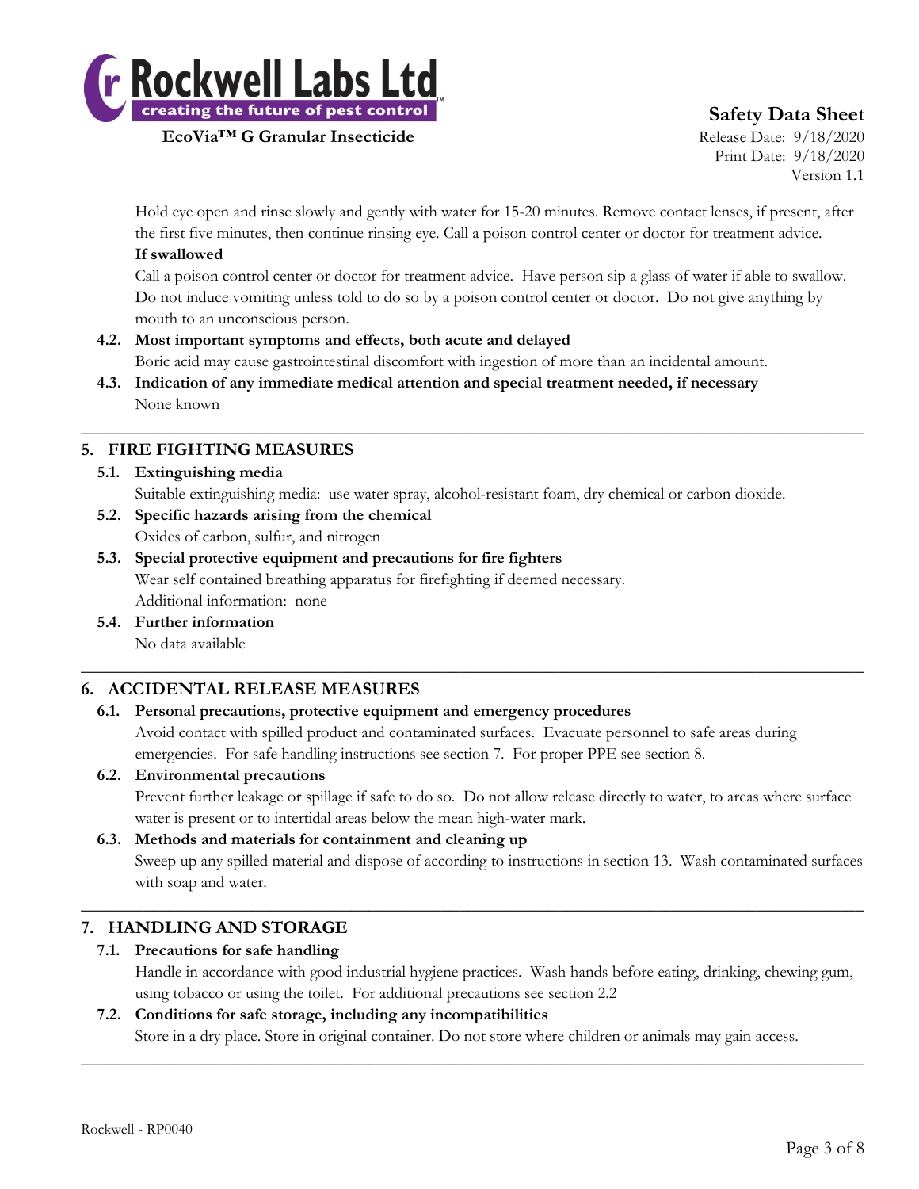Hold eye open and rinse slowly and gently with water for 15-20 minutes. Remove contact lenses, if present, after the first five minutes, then continue rinsing eye. Call a poison control center or doctor for treatment advice.

**If swallowed**

Call a poison control center or doctor for treatment advice. Have person sip a glass of water if able to swallow. Do not induce vomiting unless told to do so by a poison control center or doctor. Do not give anything by mouth to an unconscious person.

**4.2. Most important symptoms and effects, both acute and delayed**

Boric acid may cause gastrointestinal discomfort with ingestion of more than an incidental amount.

**4.3. Indication of any immediate medical attention and special treatment needed, if necessary**

None known

## 5. FIRE FIGHTING MEASURES

**5.1. Extinguishing media**

Suitable extinguishing media: use water spray, alcohol-resistant foam, dry chemical or carbon dioxide.

**5.2. Specific hazards arising from the chemical**

Oxides of carbon, sulfur, and nitrogen

**5.3. Special protective equipment and precautions for fire fighters**

Wear self contained breathing apparatus for firefighting if deemed necessary.

Additional information: none

**5.4. Further information**

No data available

## 6. ACCIDENTAL RELEASE MEASURES

**6.1. Personal precautions, protective equipment and emergency procedures**

Avoid contact with spilled product and contaminated surfaces. Evacuate personnel to safe areas during emergencies. For safe handling instructions see section 7. For proper PPE see section 8.

**6.2. Environmental precautions**

Prevent further leakage or spillage if safe to do so. Do not allow release directly to water, to areas where surface water is present or to intertidal areas below the mean high-water mark.

**6.3. Methods and materials for containment and cleaning up**

Sweep up any spilled material and dispose of according to instructions in section 13. Wash contaminated surfaces with soap and water.

## 7. HANDLING AND STORAGE

**7.1. Precautions for safe handling**

Handle in accordance with good industrial hygiene practices. Wash hands before eating, drinking, chewing gum, using tobacco or using the toilet. For additional precautions see section 2.2

**7.2. Conditions for safe storage, including any incompatibilities**

Store in a dry place. Store in original container. Do not store where children or animals may gain access.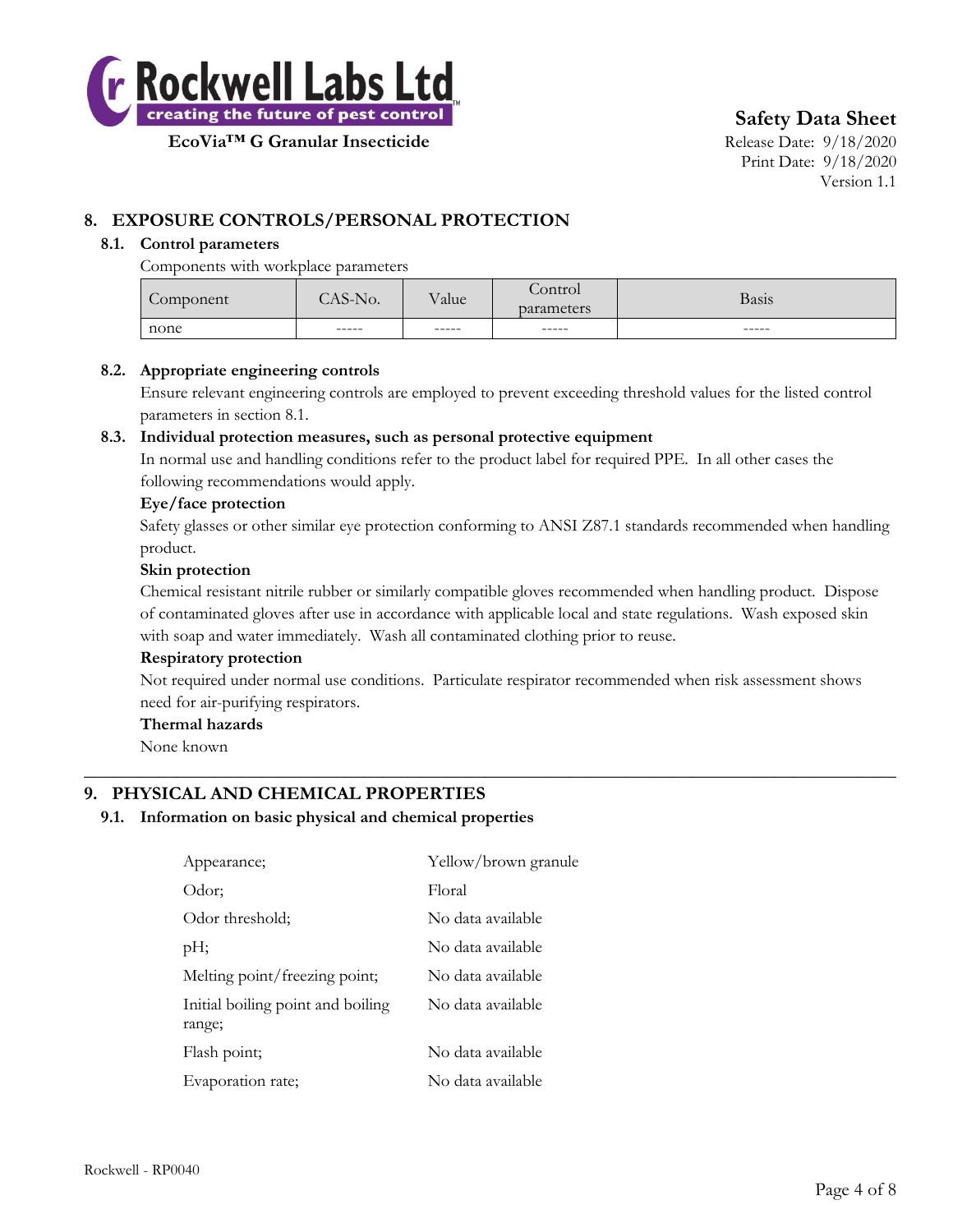## 8. EXPOSURE CONTROLS/PERSONAL PROTECTION

### 8.1. Control parameters

Components with workplace parameters

| Component | CAS-No. | Value | Control parameters | Basis |
|---|---|---|---|---|
| none | ----- | ----- | ----- | ----- |

### 8.2. Appropriate engineering controls

Ensure relevant engineering controls are employed to prevent exceeding threshold values for the listed control parameters in section 8.1.

### 8.3. Individual protection measures, such as personal protective equipment

In normal use and handling conditions refer to the product label for required PPE. In all other cases the following recommendations would apply.

**Eye/face protection**

Safety glasses or other similar eye protection conforming to ANSI Z87.1 standards recommended when handling product.

**Skin protection**

Chemical resistant nitrile rubber or similarly compatible gloves recommended when handling product. Dispose of contaminated gloves after use in accordance with applicable local and state regulations. Wash exposed skin with soap and water immediately. Wash all contaminated clothing prior to reuse.

**Respiratory protection**

Not required under normal use conditions. Particulate respirator recommended when risk assessment shows need for air-purifying respirators.

**Thermal hazards**

None known

---

## 9. PHYSICAL AND CHEMICAL PROPERTIES

### 9.1. Information on basic physical and chemical properties

| | |
|---|---|
| Appearance; | Yellow/brown granule |
| Odor; | Floral |
| Odor threshold; | No data available |
| pH; | No data available |
| Melting point/freezing point; | No data available |
| Initial boiling point and boiling range; | No data available |
| Flash point; | No data available |
| Evaporation rate; | No data available |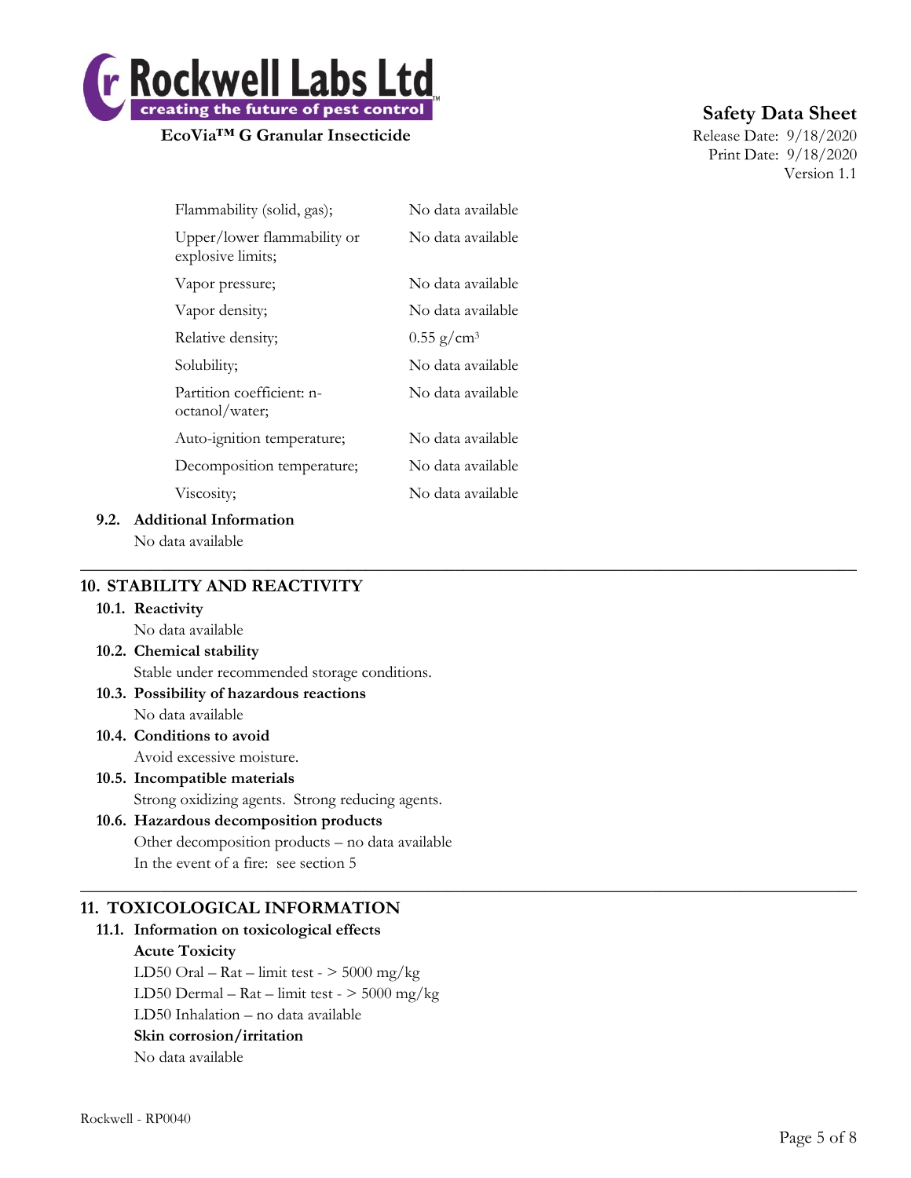| | |
|---|---|
| Flammability (solid, gas); | No data available |
| Upper/lower flammability or explosive limits; | No data available |
| Vapor pressure; | No data available |
| Vapor density; | No data available |
| Relative density; | 0.55 $g/cm^3$ |
| Solubility; | No data available |
| Partition coefficient: n-octanol/water; | No data available |
| Auto-ignition temperature; | No data available |
| Decomposition temperature; | No data available |
| Viscosity; | No data available |

### 9.2. Additional Information

No data available

## 10. STABILITY AND REACTIVITY

### 10.1. Reactivity

No data available

### 10.2. Chemical stability

Stable under recommended storage conditions.

### 10.3. Possibility of hazardous reactions

No data available

### 10.4. Conditions to avoid

Avoid excessive moisture.

### 10.5. Incompatible materials

Strong oxidizing agents. Strong reducing agents.

### 10.6. Hazardous decomposition products

Other decomposition products – no data available

In the event of a fire: see section 5

## 11. TOXICOLOGICAL INFORMATION

### 11.1. Information on toxicological effects

**Acute Toxicity**

LD50 Oral – Rat – limit test - > 5000 mg/kg

LD50 Dermal – Rat – limit test - > 5000 mg/kg

LD50 Inhalation – no data available

**Skin corrosion/irritation**

No data available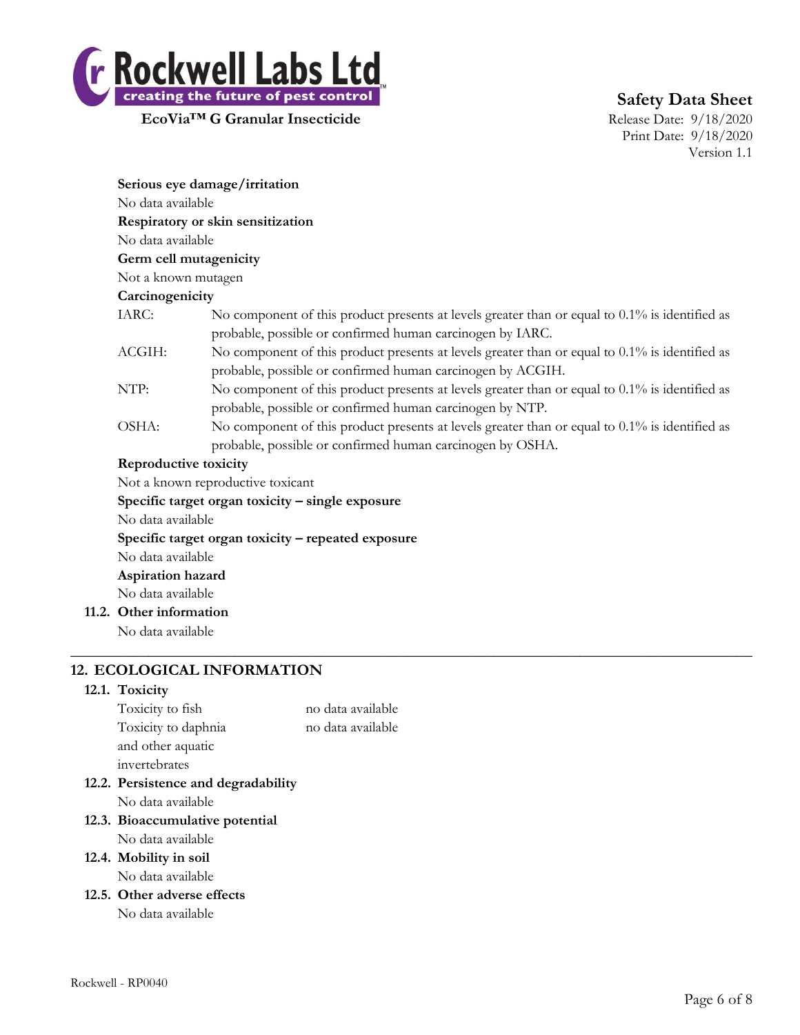**Serious eye damage/irritation**

No data available

**Respiratory or skin sensitization**

No data available

**Germ cell mutagenicity**

Not a known mutagen

**Carcinogenicity**

| | |
|---|---|
| IARC: | No component of this product presents at levels greater than or equal to 0.1% is identified as probable, possible or confirmed human carcinogen by IARC. |
| ACGIH: | No component of this product presents at levels greater than or equal to 0.1% is identified as probable, possible or confirmed human carcinogen by ACGIH. |
| NTP: | No component of this product presents at levels greater than or equal to 0.1% is identified as probable, possible or confirmed human carcinogen by NTP. |
| OSHA: | No component of this product presents at levels greater than or equal to 0.1% is identified as probable, possible or confirmed human carcinogen by OSHA. |

**Reproductive toxicity**

Not a known reproductive toxicant

**Specific target organ toxicity – single exposure**

No data available

**Specific target organ toxicity – repeated exposure**

No data available

**Aspiration hazard**

No data available

### 11.2. Other information

No data available

## 12. ECOLOGICAL INFORMATION

### 12.1. Toxicity

| | |
|---|---|
| Toxicity to fish | no data available |
| Toxicity to daphnia and other aquatic invertebrates | no data available |

### 12.2. Persistence and degradability

No data available

### 12.3. Bioaccumulative potential

No data available

### 12.4. Mobility in soil

No data available

### 12.5. Other adverse effects

No data available

Rockwell - RP0040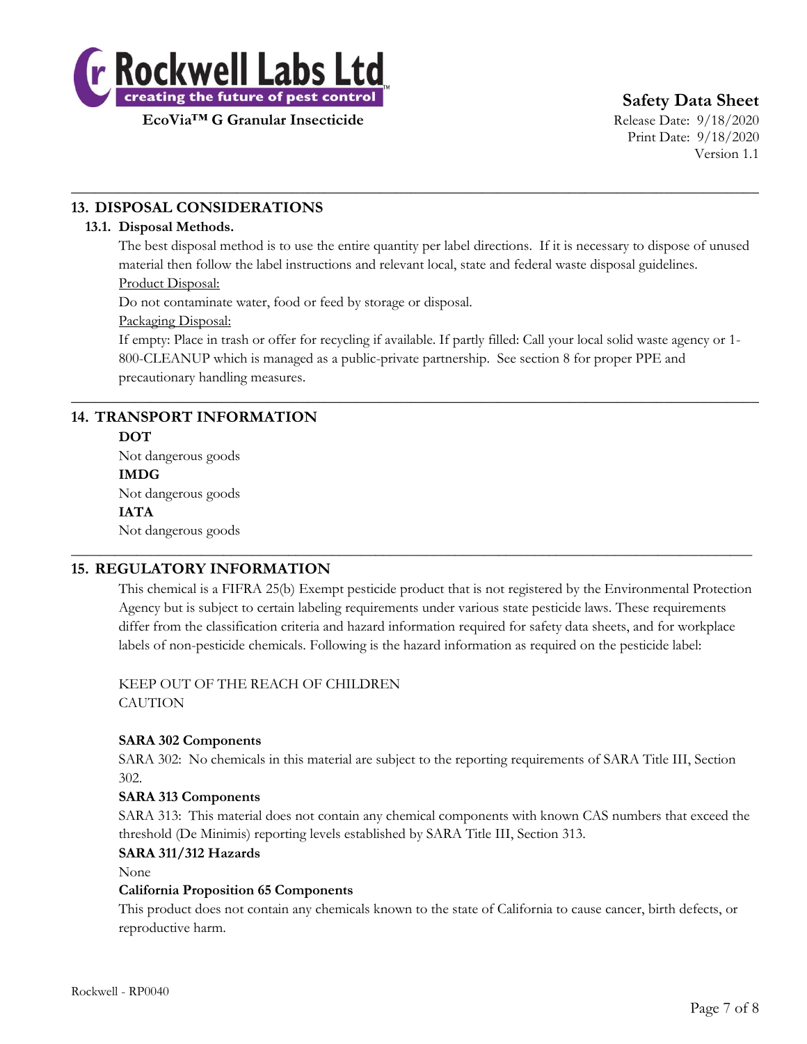## 13. DISPOSAL CONSIDERATIONS

### 13.1. Disposal Methods.

The best disposal method is to use the entire quantity per label directions. If it is necessary to dispose of unused material then follow the label instructions and relevant local, state and federal waste disposal guidelines.

Product Disposal:

Do not contaminate water, food or feed by storage or disposal.

Packaging Disposal:

If empty: Place in trash or offer for recycling if available. If partly filled: Call your local solid waste agency or 1-800-CLEANUP which is managed as a public-private partnership. See section 8 for proper PPE and precautionary handling measures.

## 14. TRANSPORT INFORMATION

**DOT**

Not dangerous goods

**IMDG**

Not dangerous goods

**IATA**

Not dangerous goods

## 15. REGULATORY INFORMATION

This chemical is a FIFRA 25(b) Exempt pesticide product that is not registered by the Environmental Protection Agency but is subject to certain labeling requirements under various state pesticide laws. These requirements differ from the classification criteria and hazard information required for safety data sheets, and for workplace labels of non-pesticide chemicals. Following is the hazard information as required on the pesticide label:

KEEP OUT OF THE REACH OF CHILDREN
CAUTION

**SARA 302 Components**

SARA 302: No chemicals in this material are subject to the reporting requirements of SARA Title III, Section 302.

**SARA 313 Components**

SARA 313: This material does not contain any chemical components with known CAS numbers that exceed the threshold (De Minimis) reporting levels established by SARA Title III, Section 313.

**SARA 311/312 Hazards**

None

**California Proposition 65 Components**

This product does not contain any chemicals known to the state of California to cause cancer, birth defects, or reproductive harm.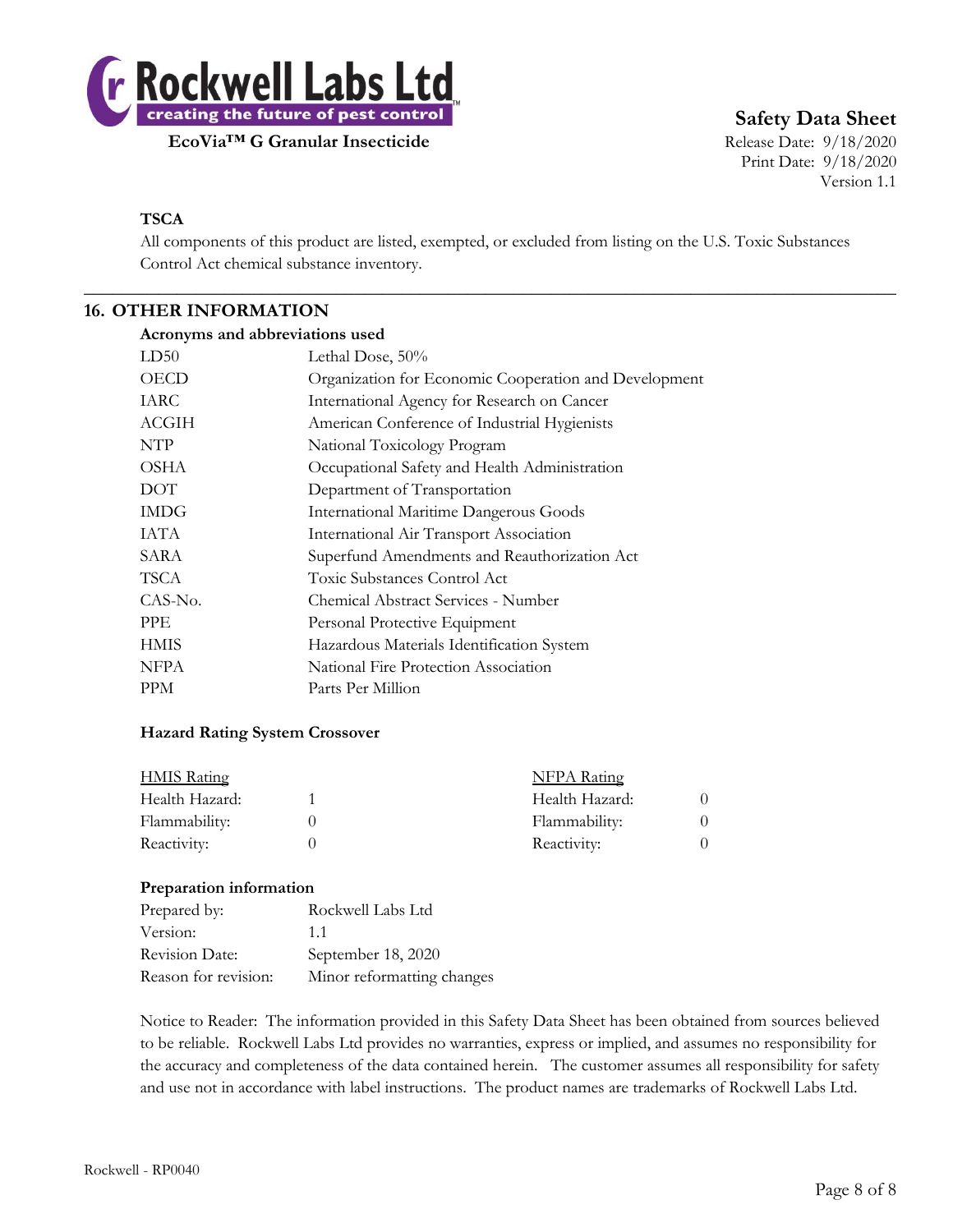**TSCA**

All components of this product are listed, exempted, or excluded from listing on the U.S. Toxic Substances Control Act chemical substance inventory.

## 16. OTHER INFORMATION

**Acronyms and abbreviations used**

| | |
|---|---|
| LD50 | Lethal Dose, 50% |
| OECD | Organization for Economic Cooperation and Development |
| IARC | International Agency for Research on Cancer |
| ACGIH | American Conference of Industrial Hygienists |
| NTP | National Toxicology Program |
| OSHA | Occupational Safety and Health Administration |
| DOT | Department of Transportation |
| IMDG | International Maritime Dangerous Goods |
| IATA | International Air Transport Association |
| SARA | Superfund Amendments and Reauthorization Act |
| TSCA | Toxic Substances Control Act |
| CAS-No. | Chemical Abstract Services - Number |
| PPE | Personal Protective Equipment |
| HMIS | Hazardous Materials Identification System |
| NFPA | National Fire Protection Association |
| PPM | Parts Per Million |

**Hazard Rating System Crossover**

| HMIS Rating | | NFPA Rating | |
|---|---|---|---|
| Health Hazard: | 1 | Health Hazard: | 0 |
| Flammability: | 0 | Flammability: | 0 |
| Reactivity: | 0 | Reactivity: | 0 |

**Preparation information**

| | |
|---|---|
| Prepared by: | Rockwell Labs Ltd |
| Version: | 1.1 |
| Revision Date: | September 18, 2020 |
| Reason for revision: | Minor reformatting changes |

Notice to Reader: The information provided in this Safety Data Sheet has been obtained from sources believed to be reliable. Rockwell Labs Ltd provides no warranties, express or implied, and assumes no responsibility for the accuracy and completeness of the data contained herein. The customer assumes all responsibility for safety and use not in accordance with label instructions. The product names are trademarks of Rockwell Labs Ltd.